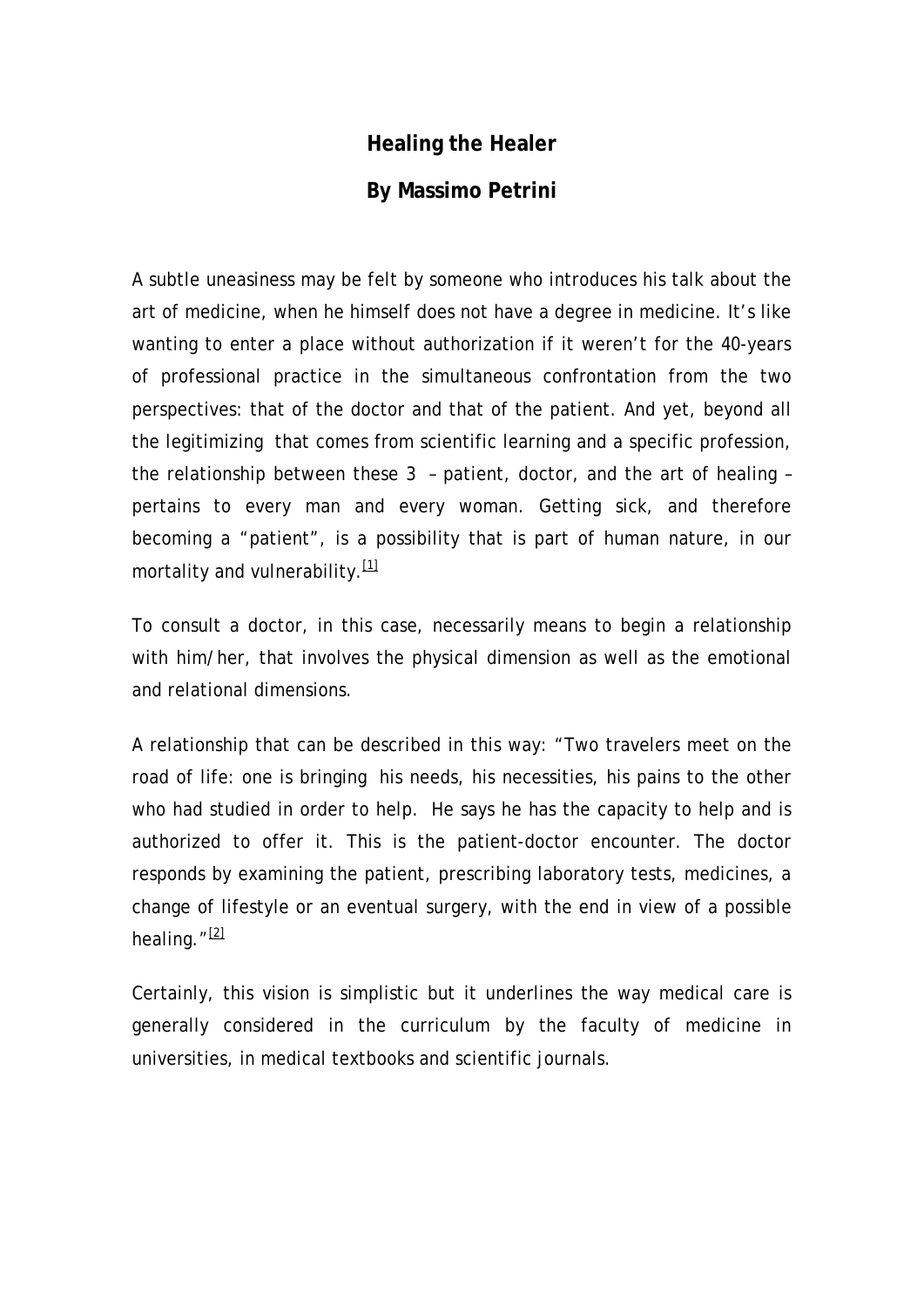# Healing the Healer

## By Massimo Petrini

A subtle uneasiness may be felt by someone who introduces his talk about the art of medicine, when he himself does not have a degree in medicine. It's like wanting to enter a place without authorization if it weren't for the 40-years of professional practice in the simultaneous confrontation from the two perspectives: that of the doctor and that of the patient. And yet, beyond all the legitimizing that comes from scientific learning and a specific profession, the relationship between these 3 – patient, doctor, and the art of healing – pertains to every man and every woman. Getting sick, and therefore becoming a "patient", is a possibility that is part of human nature, in our mortality and vulnerability.[1]

To consult a doctor, in this case, necessarily means to begin a relationship with him/her, that involves the physical dimension as well as the emotional and relational dimensions.

A relationship that can be described in this way: "Two travelers meet on the road of life: one is bringing his needs, his necessities, his pains to the other who had studied in order to help. He says he has the capacity to help and is authorized to offer it. This is the patient-doctor encounter. The doctor responds by examining the patient, prescribing laboratory tests, medicines, a change of lifestyle or an eventual surgery, with the end in view of a possible healing."[2]

Certainly, this vision is simplistic but it underlines the way medical care is generally considered in the curriculum by the faculty of medicine in universities, in medical textbooks and scientific journals.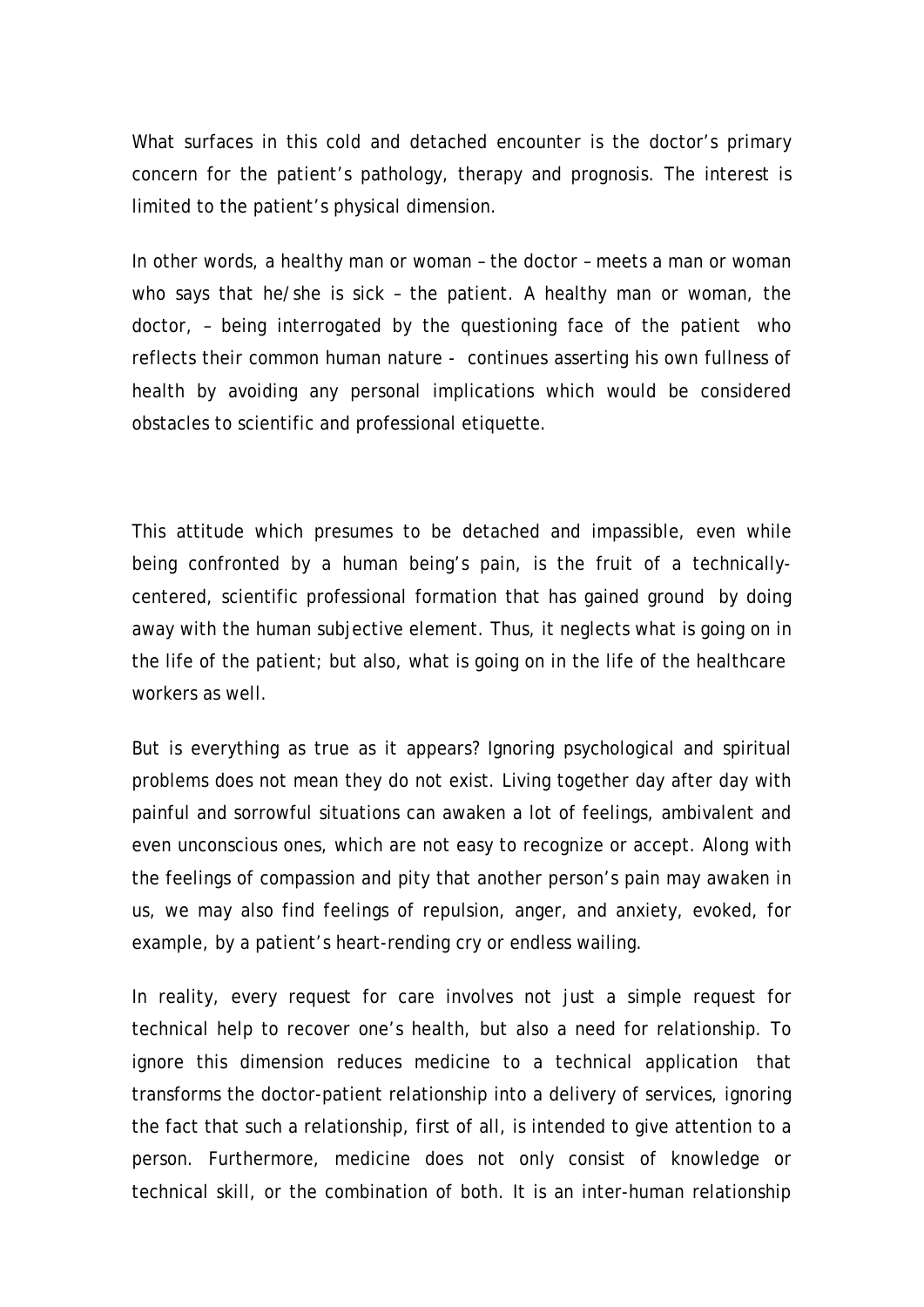What surfaces in this cold and detached encounter is the doctor's primary concern for the patient's pathology, therapy and prognosis. The interest is limited to the patient's physical dimension.

In other words, a healthy man or woman – the doctor – meets a man or woman who says that he/she is sick – the patient. A healthy man or woman, the doctor, – being interrogated by the questioning face of the patient who reflects their common human nature - continues asserting his own fullness of health by avoiding any personal implications which would be considered obstacles to scientific and professional etiquette.

This attitude which presumes to be detached and impassible, even while being confronted by a human being's pain, is the fruit of a technically-centered, scientific professional formation that has gained ground by doing away with the human subjective element. Thus, it neglects what is going on in the life of the patient; but also, what is going on in the life of the healthcare workers as well.

But is everything as true as it appears? Ignoring psychological and spiritual problems does not mean they do not exist. Living together day after day with painful and sorrowful situations can awaken a lot of feelings, ambivalent and even unconscious ones, which are not easy to recognize or accept. Along with the feelings of compassion and pity that another person's pain may awaken in us, we may also find feelings of repulsion, anger, and anxiety, evoked, for example, by a patient's heart-rending cry or endless wailing.

In reality, every request for care involves not just a simple request for technical help to recover one's health, but also a need for relationship. To ignore this dimension reduces medicine to a technical application that transforms the doctor-patient relationship into a delivery of services, ignoring the fact that such a relationship, first of all, is intended to give attention to a person. Furthermore, medicine does not only consist of knowledge or technical skill, or the combination of both. It is an inter-human relationship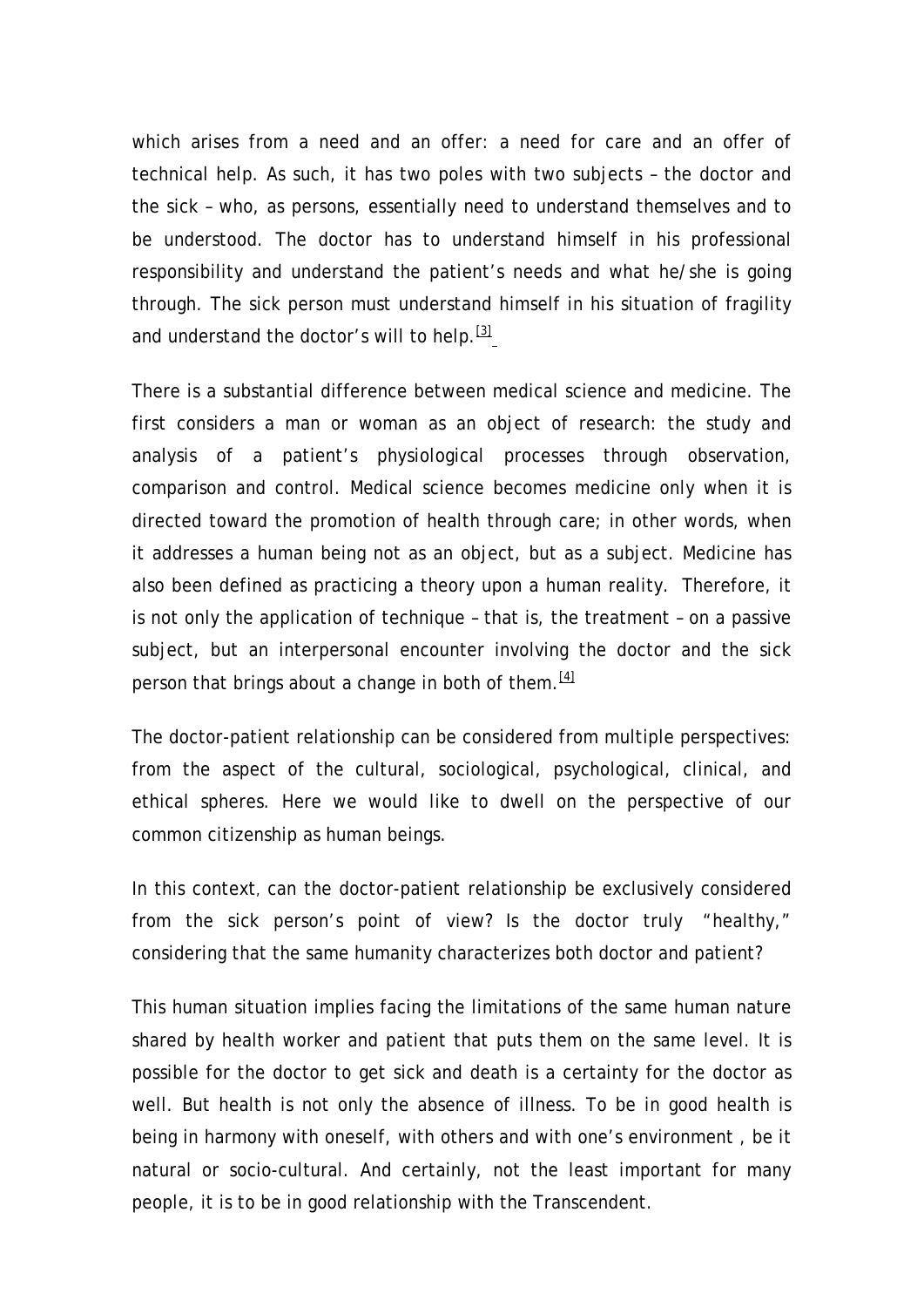which arises from a need and an offer: a need for care and an offer of technical help. As such, it has two poles with two subjects – the doctor and the sick – who, as persons, essentially need to understand themselves and to be understood. The doctor has to understand himself in his professional responsibility and understand the patient's needs and what he/she is going through. The sick person must understand himself in his situation of fragility and understand the doctor's will to help.[3]

There is a substantial difference between medical science and medicine. The first considers a man or woman as an object of research: the study and analysis of a patient's physiological processes through observation, comparison and control. Medical science becomes medicine only when it is directed toward the promotion of health through care; in other words, when it addresses a human being not as an object, but as a subject. Medicine has also been defined as practicing a theory upon a human reality. Therefore, it is not only the application of technique – that is, the treatment – on a passive subject, but an interpersonal encounter involving the doctor and the sick person that brings about a change in both of them.[4]

The doctor-patient relationship can be considered from multiple perspectives: from the aspect of the cultural, sociological, psychological, clinical, and ethical spheres. Here we would like to dwell on the perspective of our common citizenship as human beings.

In this context, can the doctor-patient relationship be exclusively considered from the sick person's point of view? Is the doctor truly "healthy," considering that the same humanity characterizes both doctor and patient?

This human situation implies facing the limitations of the same human nature shared by health worker and patient that puts them on the same level. It is possible for the doctor to get sick and death is a certainty for the doctor as well. But health is not only the absence of illness. To be in good health is being in harmony with oneself, with others and with one's environment , be it natural or socio-cultural. And certainly, not the least important for many people, it is to be in good relationship with the Transcendent.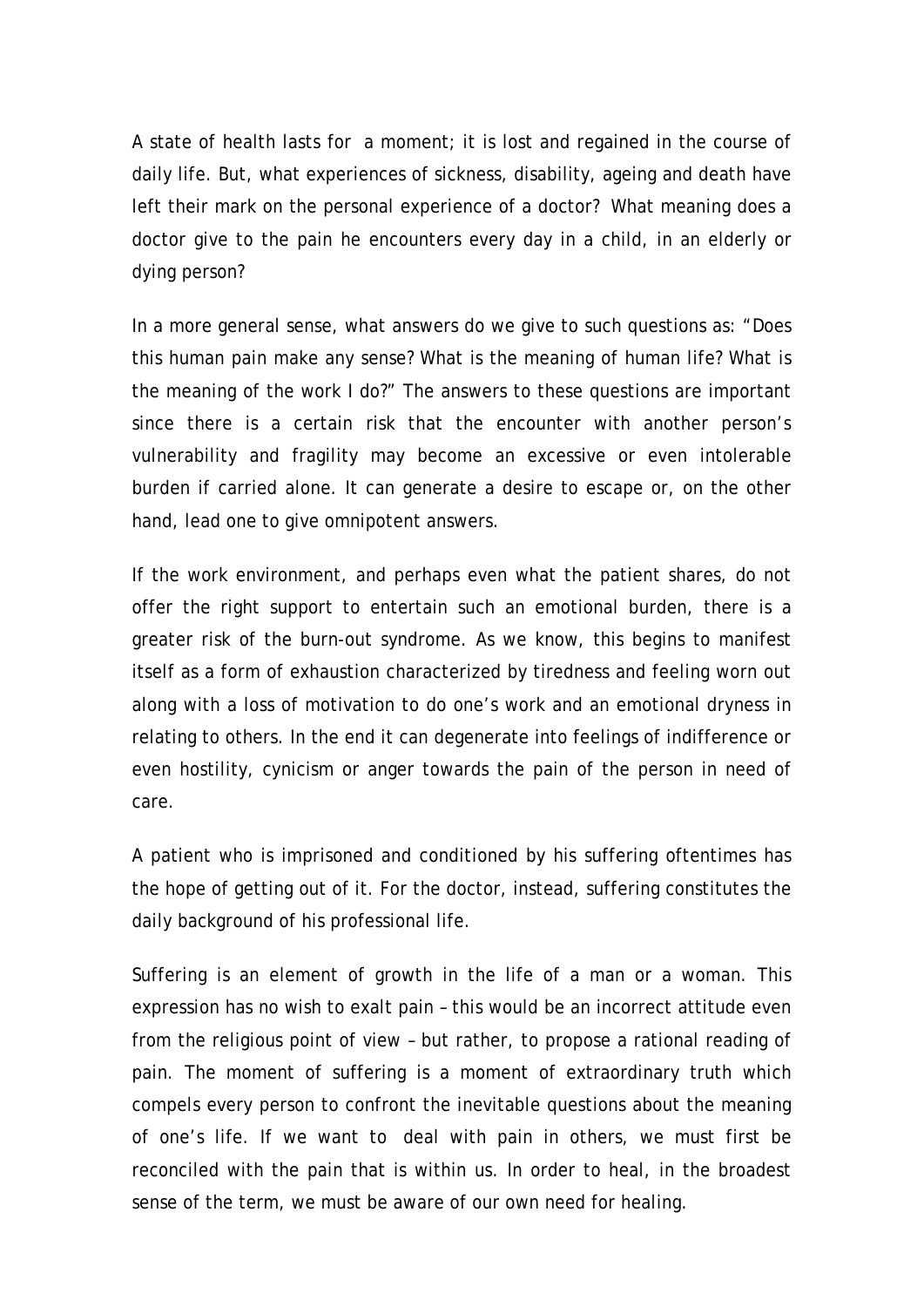A state of health lasts for a moment; it is lost and regained in the course of daily life. But, what experiences of sickness, disability, ageing and death have left their mark on the personal experience of a doctor? What meaning does a doctor give to the pain he encounters every day in a child, in an elderly or dying person?

In a more general sense, what answers do we give to such questions as: "Does this human pain make any sense? What is the meaning of human life? What is the meaning of the work I do?" The answers to these questions are important since there is a certain risk that the encounter with another person's vulnerability and fragility may become an excessive or even intolerable burden if carried alone. It can generate a desire to escape or, on the other hand, lead one to give omnipotent answers.

If the work environment, and perhaps even what the patient shares, do not offer the right support to entertain such an emotional burden, there is a greater risk of the burn-out syndrome. As we know, this begins to manifest itself as a form of exhaustion characterized by tiredness and feeling worn out along with a loss of motivation to do one's work and an emotional dryness in relating to others. In the end it can degenerate into feelings of indifference or even hostility, cynicism or anger towards the pain of the person in need of care.

A patient who is imprisoned and conditioned by his suffering oftentimes has the hope of getting out of it. For the doctor, instead, suffering constitutes the daily background of his professional life.

Suffering is an element of growth in the life of a man or a woman. This expression has no wish to exalt pain – this would be an incorrect attitude even from the religious point of view – but rather, to propose a rational reading of pain. The moment of suffering is a moment of extraordinary truth which compels every person to confront the inevitable questions about the meaning of one's life. If we want to deal with pain in others, we must first be reconciled with the pain that is within us. In order to heal, in the broadest sense of the term, we must be aware of our own need for healing.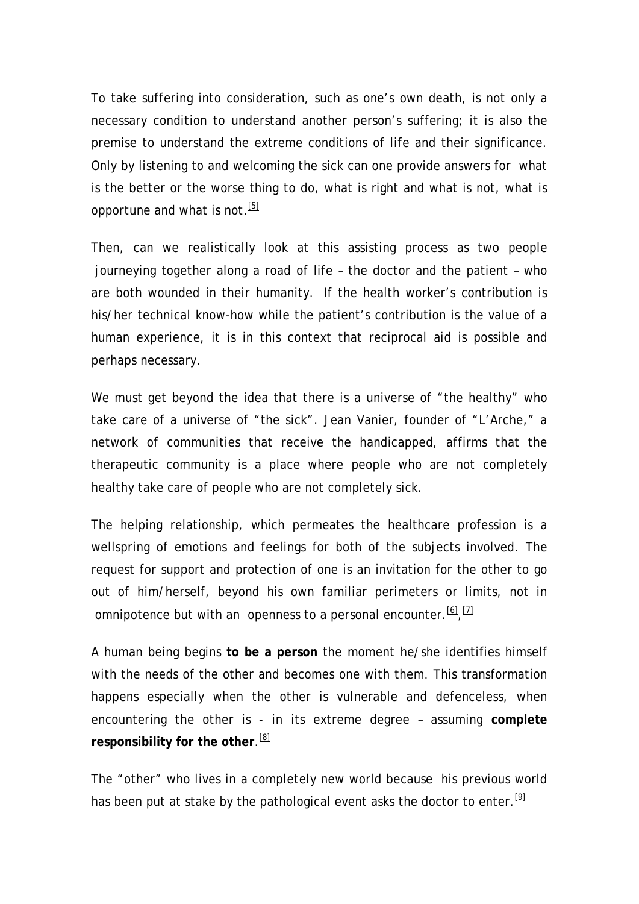To take suffering into consideration, such as one's own death, is not only a necessary condition to understand another person's suffering; it is also the premise to understand the extreme conditions of life and their significance. Only by listening to and welcoming the sick can one provide answers for what is the better or the worse thing to do, what is right and what is not, what is opportune and what is not.[5]

Then, can we realistically look at this assisting process as two people journeying together along a road of life – the doctor and the patient – who are both wounded in their humanity. If the health worker's contribution is his/her technical know-how while the patient's contribution is the value of a human experience, it is in this context that reciprocal aid is possible and perhaps necessary.

We must get beyond the idea that there is a universe of "the healthy" who take care of a universe of "the sick". Jean Vanier, founder of "L'Arche," a network of communities that receive the handicapped, affirms that the therapeutic community is a place where people who are not completely healthy take care of people who are not completely sick.

The helping relationship, which permeates the healthcare profession is a wellspring of emotions and feelings for both of the subjects involved. The request for support and protection of one is an invitation for the other to go out of him/herself, beyond his own familiar perimeters or limits, not in omnipotence but with an openness to a personal encounter.[6],[7]

A human being begins **to be a person** the moment he/she identifies himself with the needs of the other and becomes one with them. This transformation happens especially when the other is vulnerable and defenceless, when encountering the other is - in its extreme degree – assuming **complete responsibility for the other**.[8]

The "other" who lives in a completely new world because his previous world has been put at stake by the pathological event asks the doctor to enter.[9]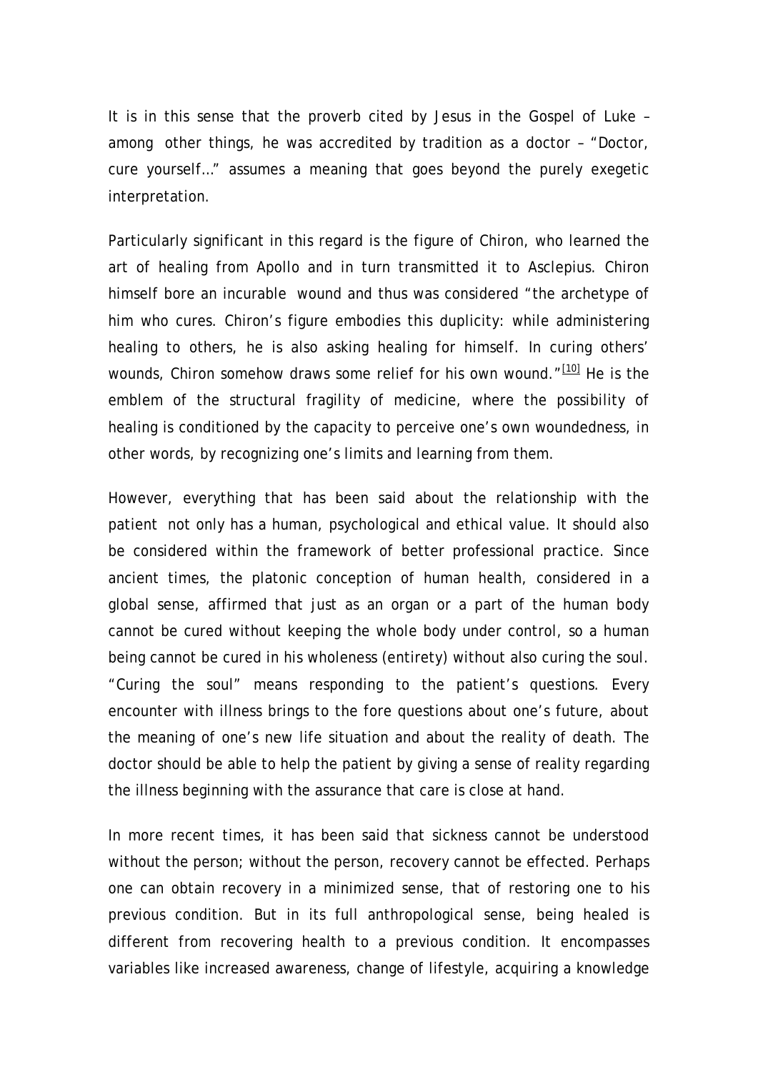It is in this sense that the proverb cited by Jesus in the Gospel of Luke – among other things, he was accredited by tradition as a doctor – "Doctor, cure yourself…" assumes a meaning that goes beyond the purely exegetic interpretation.

Particularly significant in this regard is the figure of Chiron, who learned the art of healing from Apollo and in turn transmitted it to Asclepius. Chiron himself bore an incurable wound and thus was considered "the archetype of him who cures. Chiron's figure embodies this duplicity: while administering healing to others, he is also asking healing for himself. In curing others' wounds, Chiron somehow draws some relief for his own wound."[10] He is the emblem of the structural fragility of medicine, where the possibility of healing is conditioned by the capacity to perceive one's own woundedness, in other words, by recognizing one's limits and learning from them.

However, everything that has been said about the relationship with the patient not only has a human, psychological and ethical value. It should also be considered within the framework of better professional practice. Since ancient times, the platonic conception of human health, considered in a global sense, affirmed that just as an organ or a part of the human body cannot be cured without keeping the whole body under control, so a human being cannot be cured in his wholeness (entirety) without also curing the soul. "Curing the soul" means responding to the patient's questions. Every encounter with illness brings to the fore questions about one's future, about the meaning of one's new life situation and about the reality of death. The doctor should be able to help the patient by giving a sense of reality regarding the illness beginning with the assurance that care is close at hand.

In more recent times, it has been said that sickness cannot be understood without the person; without the person, recovery cannot be effected. Perhaps one can obtain recovery in a minimized sense, that of restoring one to his previous condition. But in its full anthropological sense, being healed is different from recovering health to a previous condition. It encompasses variables like increased awareness, change of lifestyle, acquiring a knowledge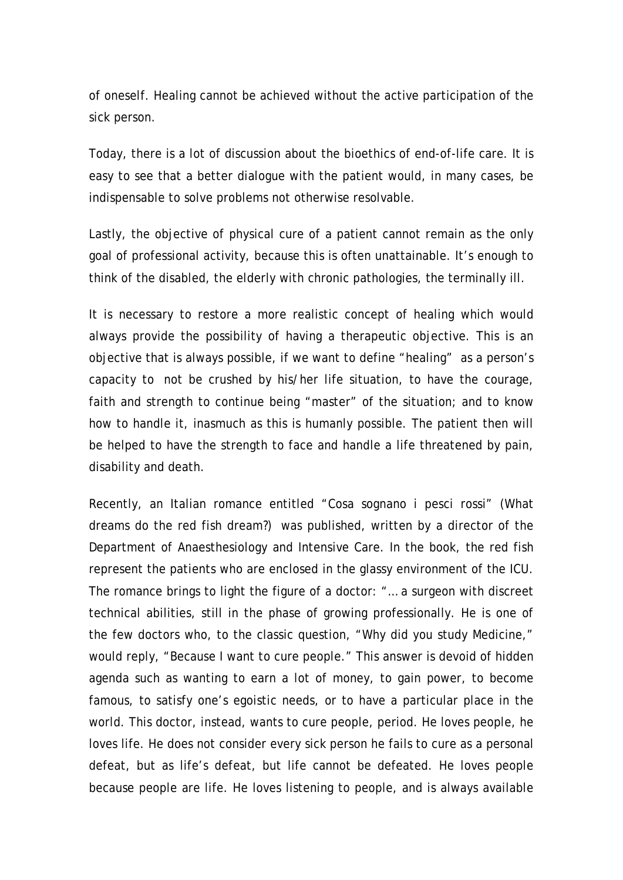of oneself. Healing cannot be achieved without the active participation of the sick person.

Today, there is a lot of discussion about the bioethics of end-of-life care. It is easy to see that a better dialogue with the patient would, in many cases, be indispensable to solve problems not otherwise resolvable.

Lastly, the objective of physical cure of a patient cannot remain as the only goal of professional activity, because this is often unattainable. It's enough to think of the disabled, the elderly with chronic pathologies, the terminally ill.

It is necessary to restore a more realistic concept of healing which would always provide the possibility of having a therapeutic objective. This is an objective that is always possible, if we want to define "healing" as a person's capacity to not be crushed by his/her life situation, to have the courage, faith and strength to continue being "master" of the situation; and to know how to handle it, inasmuch as this is humanly possible. The patient then will be helped to have the strength to face and handle a life threatened by pain, disability and death.

Recently, an Italian romance entitled "Cosa sognano i pesci rossi" (What dreams do the red fish dream?) was published, written by a director of the Department of Anaesthesiology and Intensive Care. In the book, the red fish represent the patients who are enclosed in the glassy environment of the ICU. The romance brings to light the figure of a doctor: "… a surgeon with discreet technical abilities, still in the phase of growing professionally. He is one of the few doctors who, to the classic question, "Why did you study Medicine," would reply, "Because I want to cure people." This answer is devoid of hidden agenda such as wanting to earn a lot of money, to gain power, to become famous, to satisfy one's egoistic needs, or to have a particular place in the world. This doctor, instead, wants to cure people, period. He loves people, he loves life. He does not consider every sick person he fails to cure as a personal defeat, but as life's defeat, but life cannot be defeated. He loves people because people are life. He loves listening to people, and is always available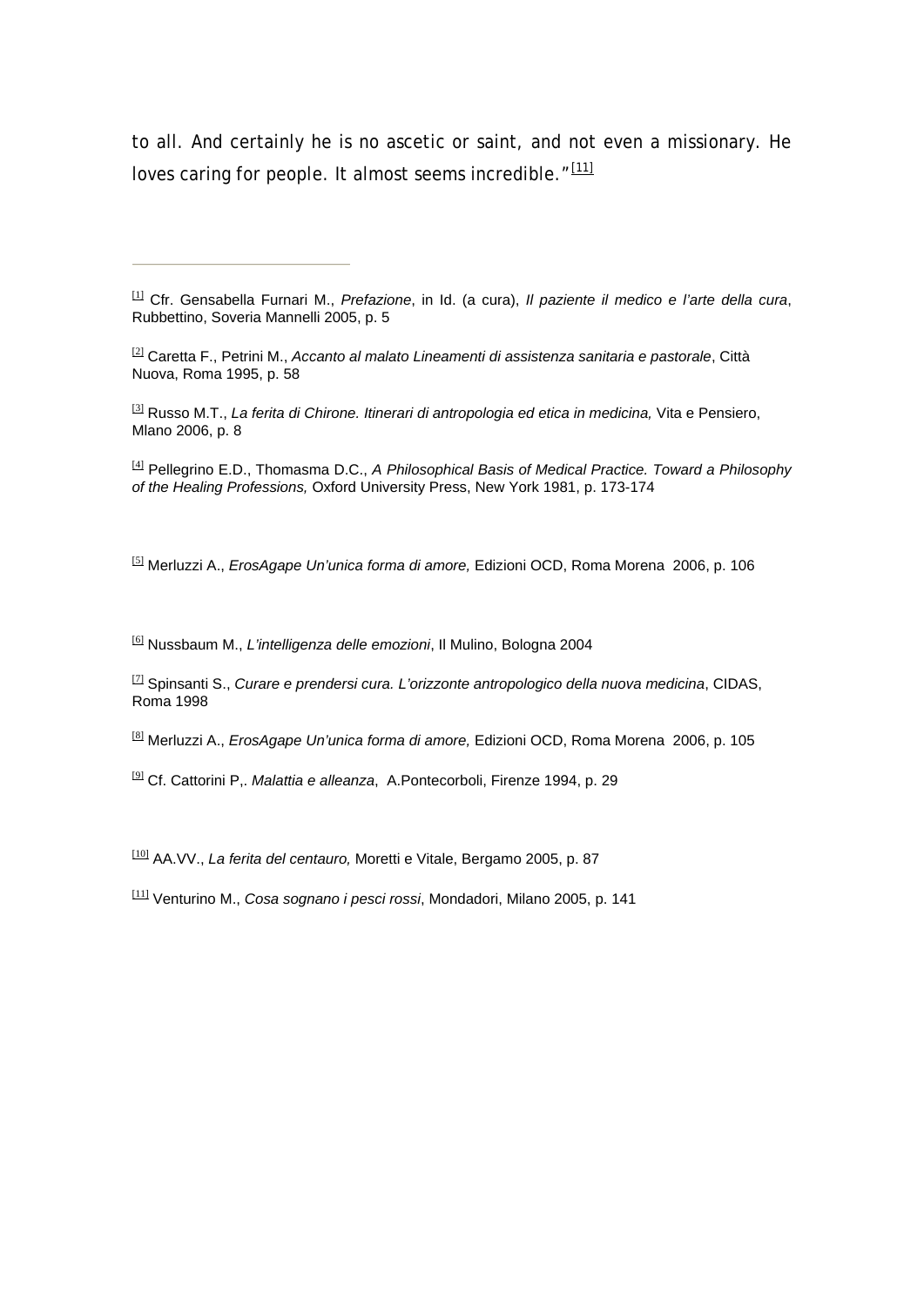to all. And certainly he is no ascetic or saint, and not even a missionary. He loves caring for people. It almost seems incredible."[11]

---

[1] Cfr. Gensabella Furnari M., *Prefazione*, in Id. (a cura), *Il paziente il medico e l'arte della cura*, Rubbettino, Soveria Mannelli 2005, p. 5

[2] Caretta F., Petrini M., *Accanto al malato Lineamenti di assistenza sanitaria e pastorale*, Città Nuova, Roma 1995, p. 58

[3] Russo M.T., *La ferita di Chirone. Itinerari di antropologia ed etica in medicina,* Vita e Pensiero, Mlano 2006, p. 8

[4] Pellegrino E.D., Thomasma D.C., *A Philosophical Basis of Medical Practice. Toward a Philosophy of the Healing Professions,* Oxford University Press, New York 1981, p. 173-174

[5] Merluzzi A., *ErosAgape Un'unica forma di amore,* Edizioni OCD, Roma Morena 2006, p. 106

[6] Nussbaum M., *L'intelligenza delle emozioni*, Il Mulino, Bologna 2004

[7] Spinsanti S., *Curare e prendersi cura. L'orizzonte antropologico della nuova medicina*, CIDAS, Roma 1998

[8] Merluzzi A., *ErosAgape Un'unica forma di amore,* Edizioni OCD, Roma Morena 2006, p. 105

[9] Cf. Cattorini P,. *Malattia e alleanza*, A.Pontecorboli, Firenze 1994, p. 29

[10] AA.VV., *La ferita del centauro,* Moretti e Vitale, Bergamo 2005, p. 87

[11] Venturino M., *Cosa sognano i pesci rossi*, Mondadori, Milano 2005, p. 141